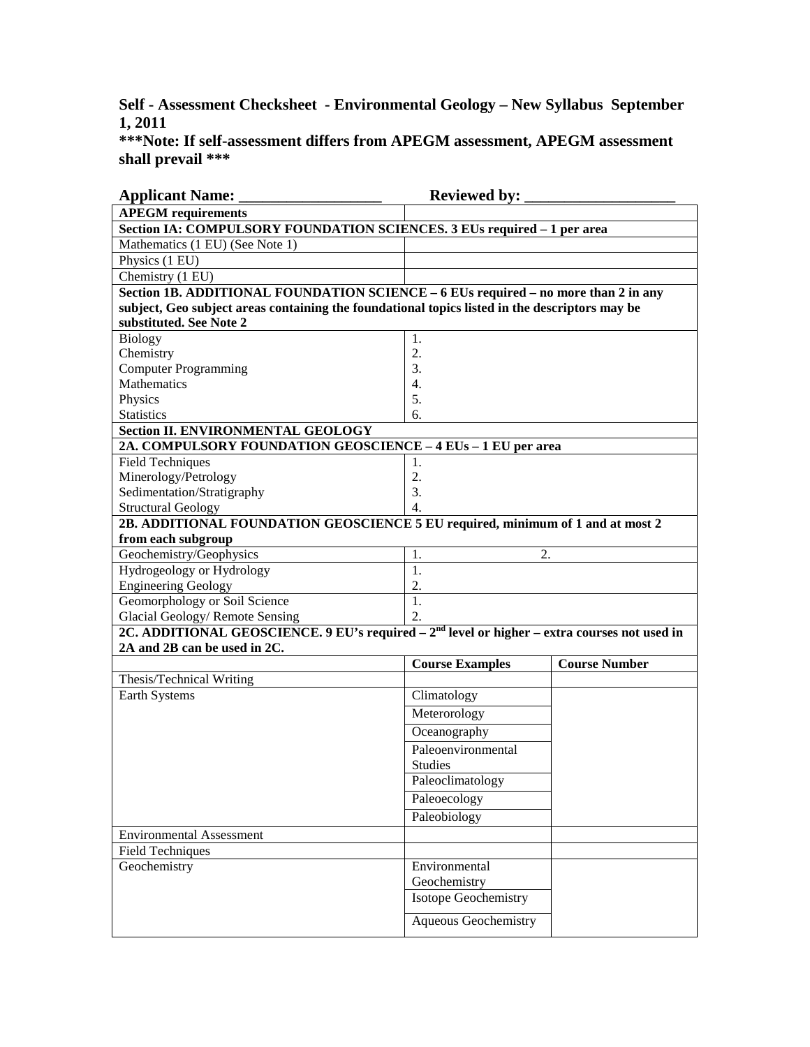**Self - Assessment Checksheet - Environmental Geology – New Syllabus September 1, 2011**

**\*\*\*Note: If self-assessment differs from APEGM assessment, APEGM assessment shall prevail \*\*\***

**Applicant Name: \_\_\_\_\_\_\_\_\_\_\_\_\_\_\_\_\_\_ Reviewed by: \_\_\_\_\_\_\_\_\_\_\_\_\_\_\_\_\_\_\_**

| **APEGM requirements** | | |
|---|---|---|
| **Section IA: COMPULSORY FOUNDATION SCIENCES. 3 EUs required – 1 per area** | | |
| Mathematics (1 EU) (See Note 1) | | |
| Physics (1 EU) | | |
| Chemistry (1 EU) | | |
| **Section 1B. ADDITIONAL FOUNDATION SCIENCE – 6 EUs required – no more than 2 in any subject, Geo subject areas containing the foundational topics listed in the descriptors may be substituted. See Note 2** | | |
| Biology | 1. | |
| Chemistry | 2. | |
| Computer Programming | 3. | |
| Mathematics | 4. | |
| Physics | 5. | |
| Statistics | 6. | |
| **Section II. ENVIRONMENTAL GEOLOGY** | | |
| **2A. COMPULSORY FOUNDATION GEOSCIENCE – 4 EUs – 1 EU per area** | | |
| Field Techniques | 1. | |
| Minerology/Petrology | 2. | |
| Sedimentation/Stratigraphy | 3. | |
| Structural Geology | 4. | |
| **2B. ADDITIONAL FOUNDATION GEOSCIENCE 5 EU required, minimum of 1 and at most 2 from each subgroup** | | |
| Geochemistry/Geophysics | 1. 2. | |
| Hydrogeology or Hydrology | 1. | |
| Engineering Geology | 2. | |
| Geomorphology or Soil Science | 1. | |
| Glacial Geology/ Remote Sensing | 2. | |
| **2C. ADDITIONAL GEOSCIENCE. 9 EU's required – 2nd level or higher – extra courses not used in 2A and 2B can be used in 2C.** | | |
| | **Course Examples** | **Course Number** |
| Thesis/Technical Writing | | |
| Earth Systems | Climatology | |
| | Meterorology | |
| | Oceanography | |
| | Paleoenvironmental Studies | |
| | Paleoclimatology | |
| | Paleoecology | |
| | Paleobiology | |
| Environmental Assessment | | |
| Field Techniques | | |
| Geochemistry | Environmental Geochemistry | |
| | Isotope Geochemistry | |
| | Aqueous Geochemistry | |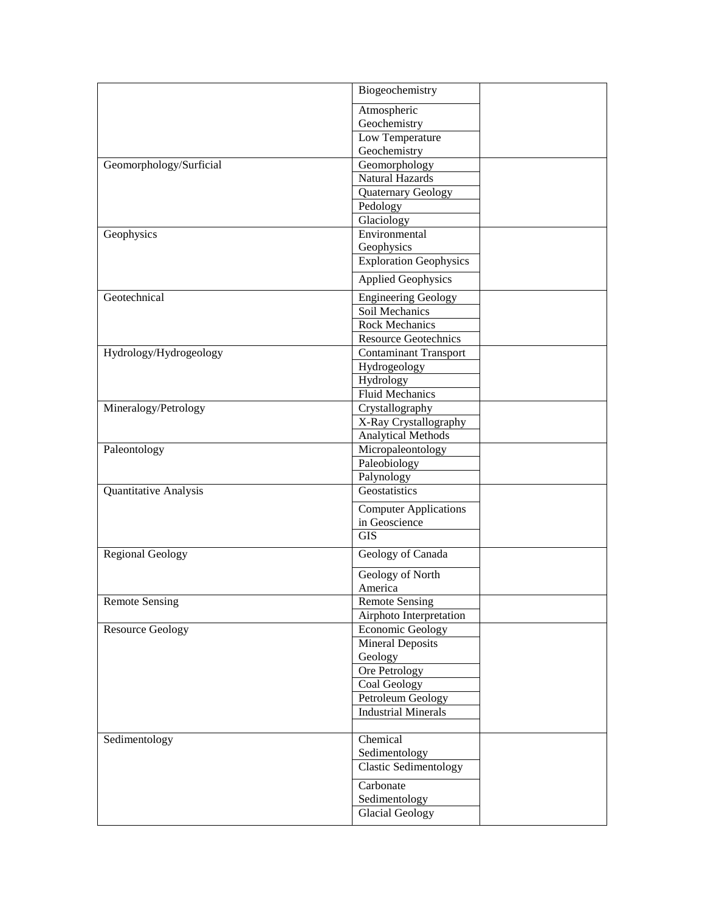| | | |
|---|---|---|
| | Biogeochemistry | |
| | Atmospheric Geochemistry | |
| | Low Temperature Geochemistry | |
| Geomorphology/Surficial | Geomorphology | |
| | Natural Hazards | |
| | Quaternary Geology | |
| | Pedology | |
| | Glaciology | |
| Geophysics | Environmental Geophysics | |
| | Exploration Geophysics | |
| | Applied Geophysics | |
| Geotechnical | Engineering Geology | |
| | Soil Mechanics | |
| | Rock Mechanics | |
| | Resource Geotechnics | |
| Hydrology/Hydrogeology | Contaminant Transport | |
| | Hydrogeology | |
| | Hydrology | |
| | Fluid Mechanics | |
| Mineralogy/Petrology | Crystallography | |
| | X-Ray Crystallography | |
| | Analytical Methods | |
| Paleontology | Micropaleontology | |
| | Paleobiology | |
| | Palynology | |
| Quantitative Analysis | Geostatistics | |
| | Computer Applications in Geoscience | |
| | GIS | |
| Regional Geology | Geology of Canada | |
| | Geology of North America | |
| Remote Sensing | Remote Sensing | |
| | Airphoto Interpretation | |
| Resource Geology | Economic Geology | |
| | Mineral Deposits Geology | |
| | Ore Petrology | |
| | Coal Geology | |
| | Petroleum Geology | |
| | Industrial Minerals | |
| | | |
| Sedimentology | Chemical Sedimentology | |
| | Clastic Sedimentology | |
| | Carbonate Sedimentology | |
| | Glacial Geology | |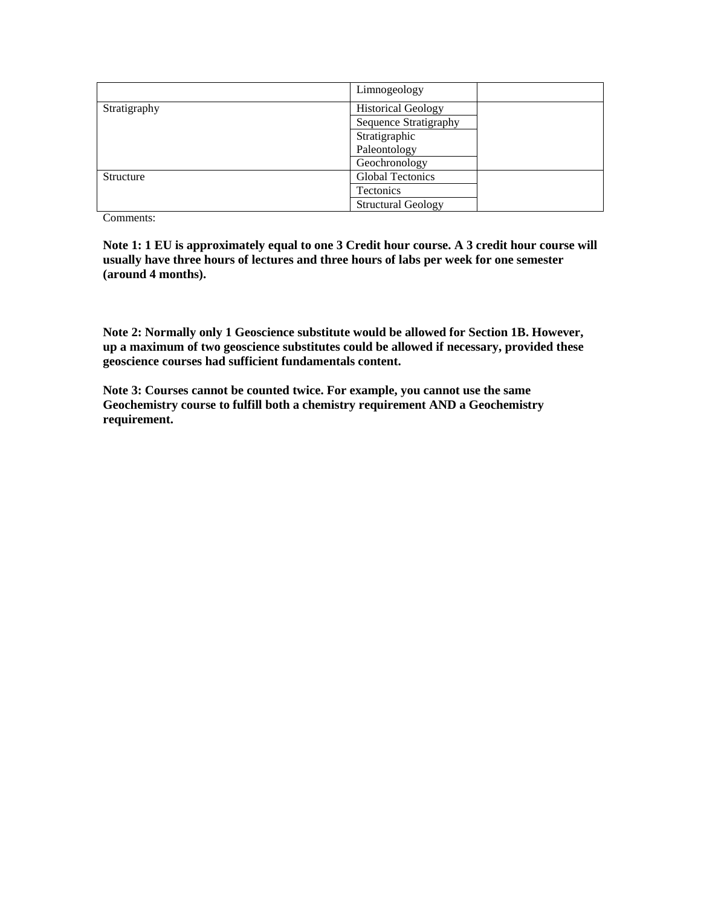| | | |
|---|---|---|
| | Limnogeology | |
| Stratigraphy | Historical Geology | |
| | Sequence Stratigraphy | |
| | Stratigraphic Paleontology | |
| | Geochronology | |
| Structure | Global Tectonics | |
| | Tectonics | |
| | Structural Geology | |

Comments:

**Note 1: 1 EU is approximately equal to one 3 Credit hour course. A 3 credit hour course will usually have three hours of lectures and three hours of labs per week for one semester (around 4 months).**

**Note 2: Normally only 1 Geoscience substitute would be allowed for Section 1B. However, up a maximum of two geoscience substitutes could be allowed if necessary, provided these geoscience courses had sufficient fundamentals content.**

**Note 3: Courses cannot be counted twice. For example, you cannot use the same Geochemistry course to fulfill both a chemistry requirement AND a Geochemistry requirement.**